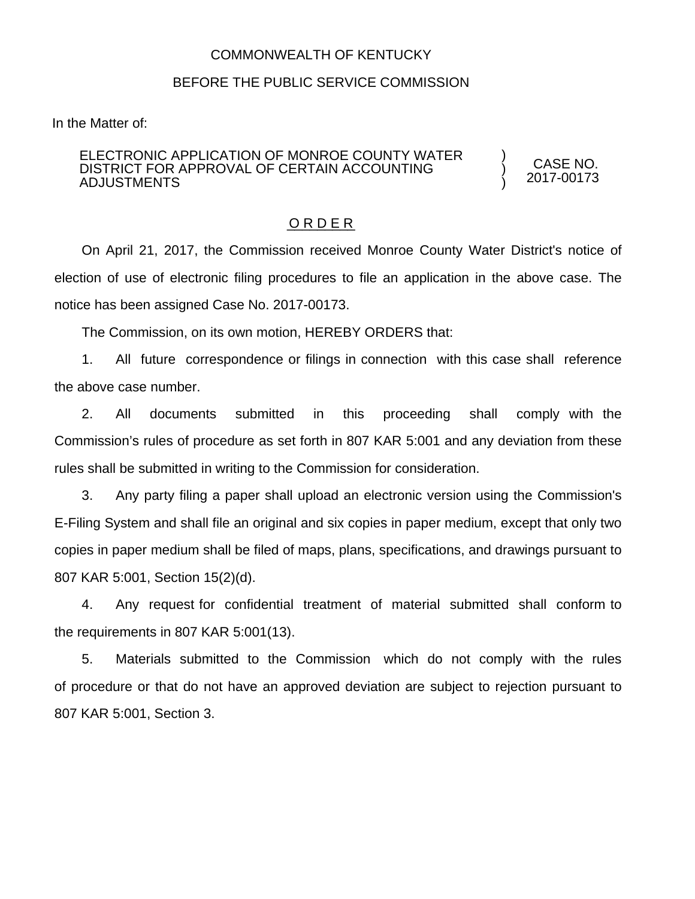COMMONWEALTH OF KENTUCKY

BEFORE THE PUBLIC SERVICE COMMISSION

In the Matter of:

| | | |
|---|---|---|
| ELECTRONIC APPLICATION OF MONROE COUNTY WATER DISTRICT FOR APPROVAL OF CERTAIN ACCOUNTING ADJUSTMENTS | ) ) ) | CASE NO. 2017-00173 |

## O R D E R

On April 21, 2017, the Commission received Monroe County Water District's notice of election of use of electronic filing procedures to file an application in the above case. The notice has been assigned Case No. 2017-00173.

The Commission, on its own motion, HEREBY ORDERS that:

1. All future correspondence or filings in connection with this case shall reference the above case number.

2. All documents submitted in this proceeding shall comply with the Commission's rules of procedure as set forth in 807 KAR 5:001 and any deviation from these rules shall be submitted in writing to the Commission for consideration.

3. Any party filing a paper shall upload an electronic version using the Commission's E-Filing System and shall file an original and six copies in paper medium, except that only two copies in paper medium shall be filed of maps, plans, specifications, and drawings pursuant to 807 KAR 5:001, Section 15(2)(d).

4. Any request for confidential treatment of material submitted shall conform to the requirements in 807 KAR 5:001(13).

5. Materials submitted to the Commission which do not comply with the rules of procedure or that do not have an approved deviation are subject to rejection pursuant to 807 KAR 5:001, Section 3.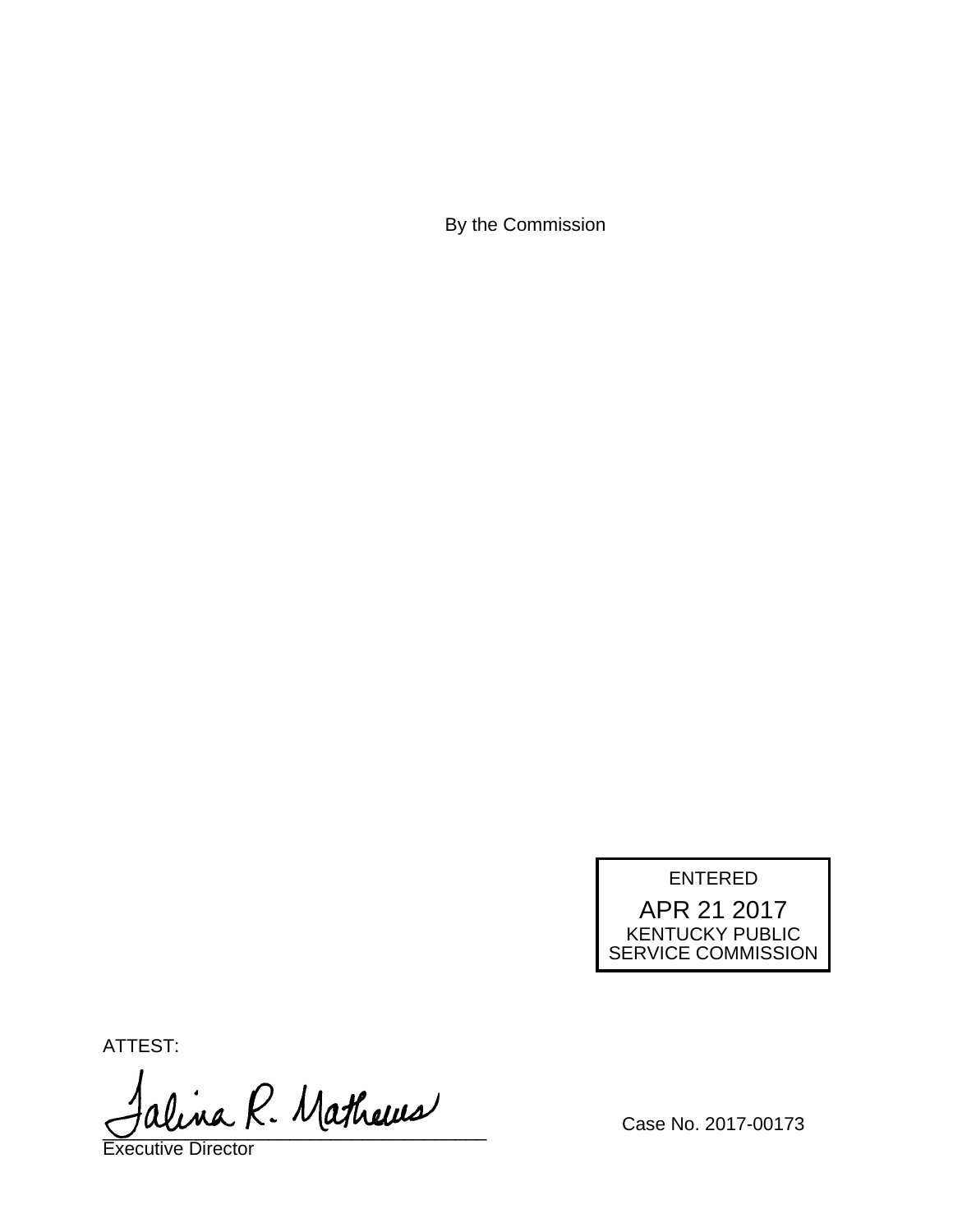By the Commission

ENTERED
APR 21 2017
KENTUCKY PUBLIC
SERVICE COMMISSION

ATTEST:

Talina R. Mathews
___________________________________
Executive Director

Case No. 2017-00173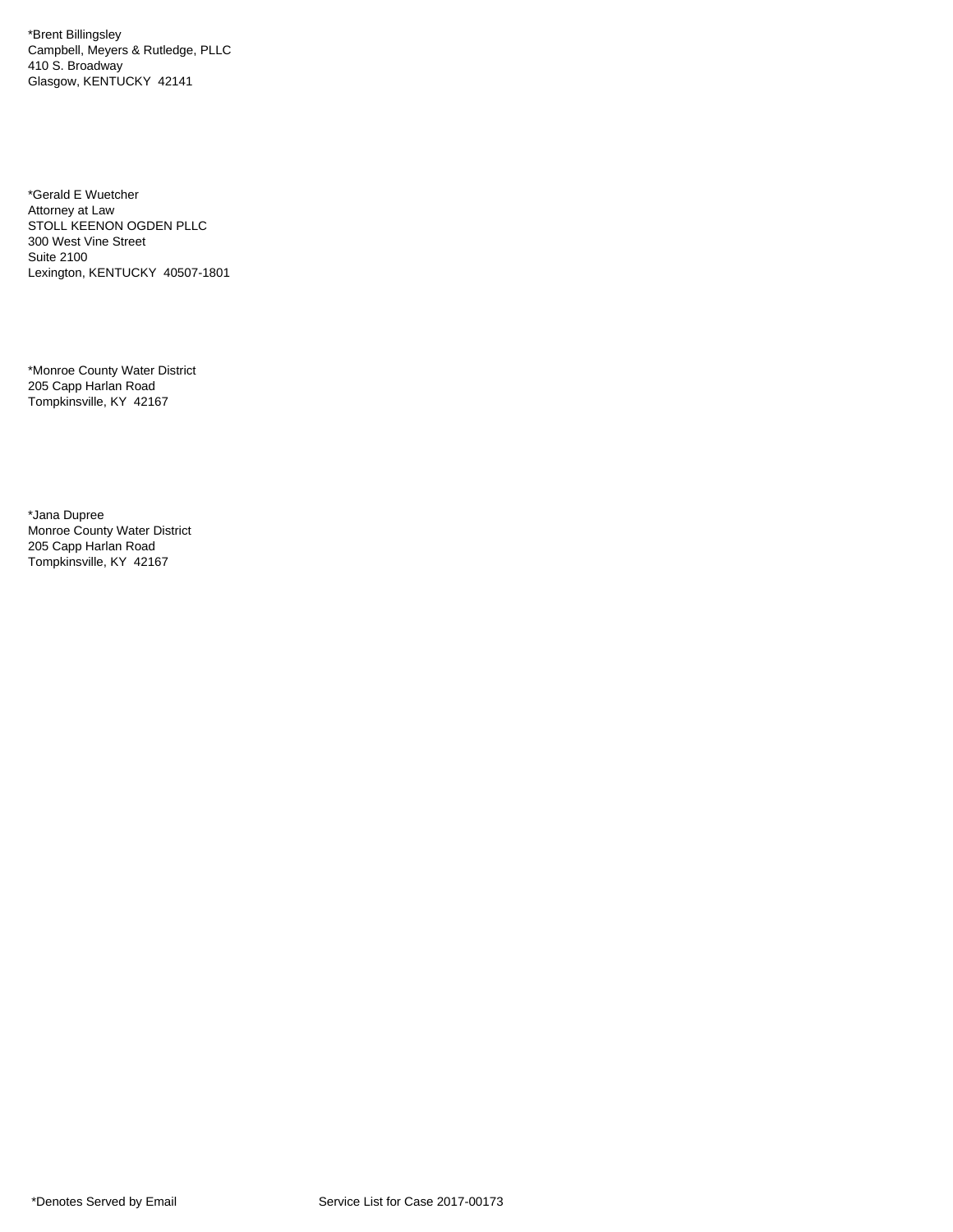*Brent Billingsley
Campbell, Meyers & Rutledge, PLLC
410 S. Broadway
Glasgow, KENTUCKY  42141

*Gerald E Wuetcher
Attorney at Law
STOLL KEENON OGDEN PLLC
300 West Vine Street
Suite 2100
Lexington, KENTUCKY  40507-1801

*Monroe County Water District
205 Capp Harlan Road
Tompkinsville, KY  42167

*Jana Dupree
Monroe County Water District
205 Capp Harlan Road
Tompkinsville, KY  42167

*Denotes Served by Email

Service List for Case 2017-00173